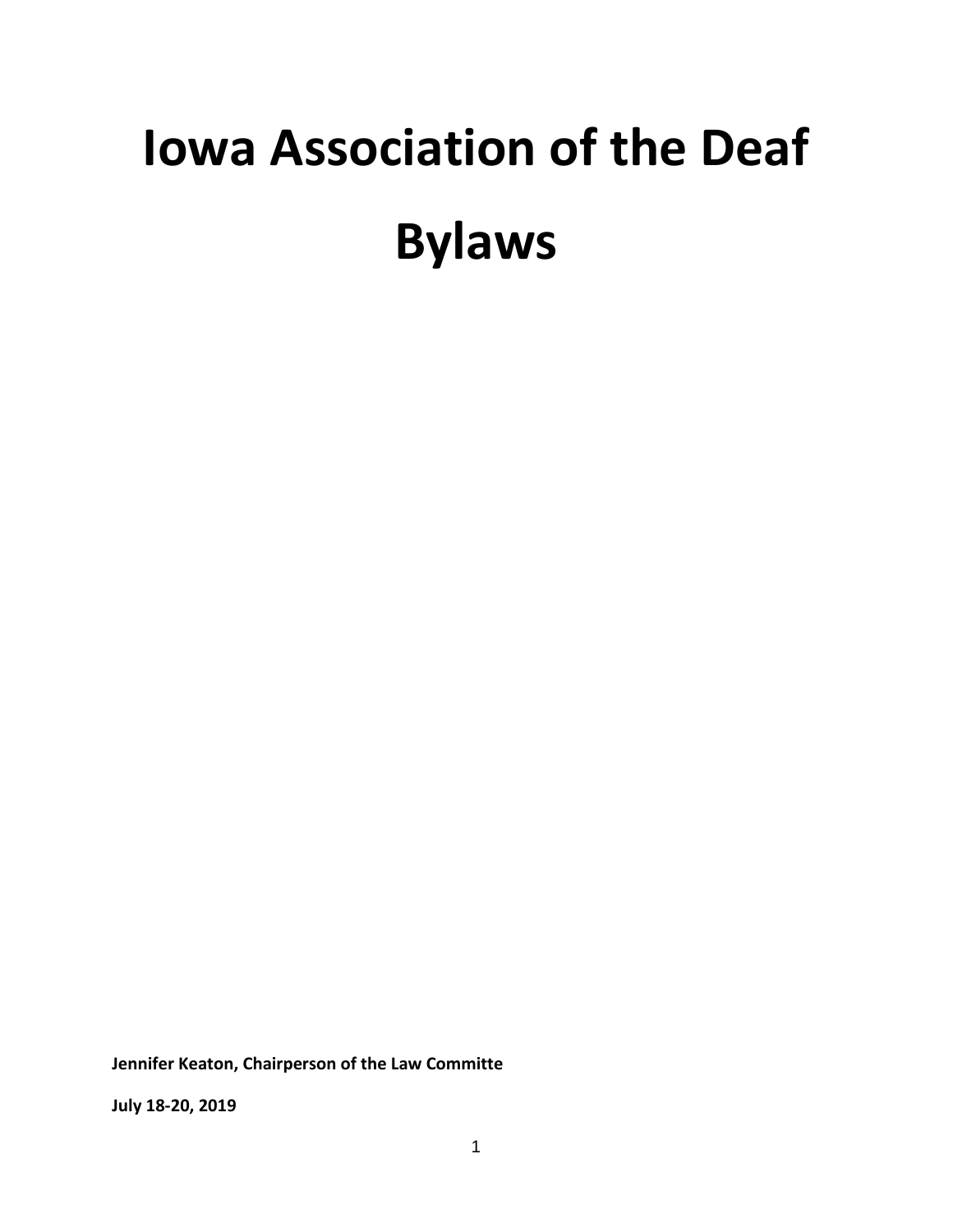# Iowa Association of the Deaf Bylaws

**Jennifer Keaton, Chairperson of the Law Committe**

**July 18-20, 2019**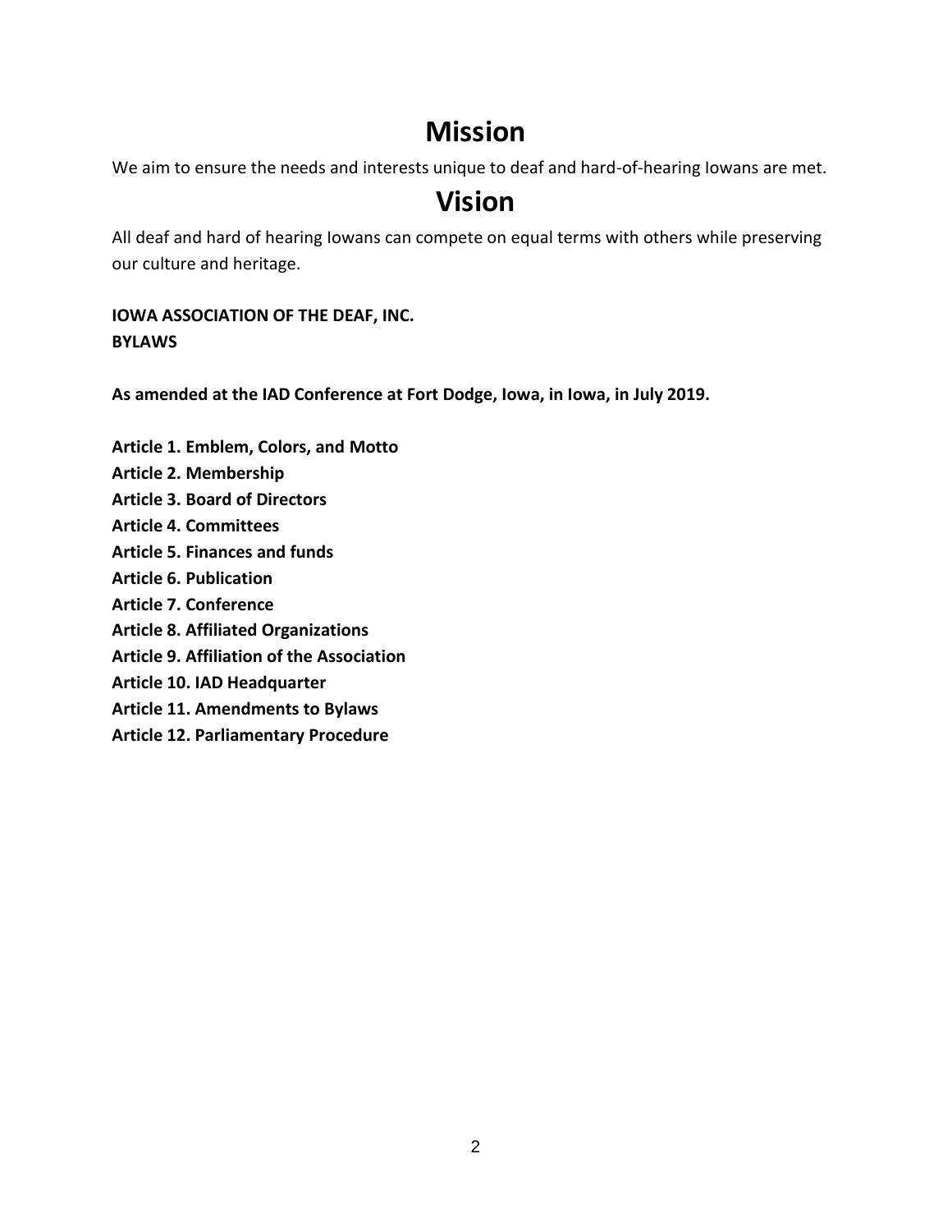# Mission

We aim to ensure the needs and interests unique to deaf and hard-of-hearing Iowans are met.

# Vision

All deaf and hard of hearing Iowans can compete on equal terms with others while preserving our culture and heritage.

**IOWA ASSOCIATION OF THE DEAF, INC.**
**BYLAWS**

**As amended at the IAD Conference at Fort Dodge, Iowa, in Iowa, in July 2019.**

**Article 1. Emblem, Colors, and Motto**
**Article 2. Membership**
**Article 3. Board of Directors**
**Article 4. Committees**
**Article 5. Finances and funds**
**Article 6. Publication**
**Article 7. Conference**
**Article 8. Affiliated Organizations**
**Article 9. Affiliation of the Association**
**Article 10. IAD Headquarter**
**Article 11. Amendments to Bylaws**
**Article 12. Parliamentary Procedure**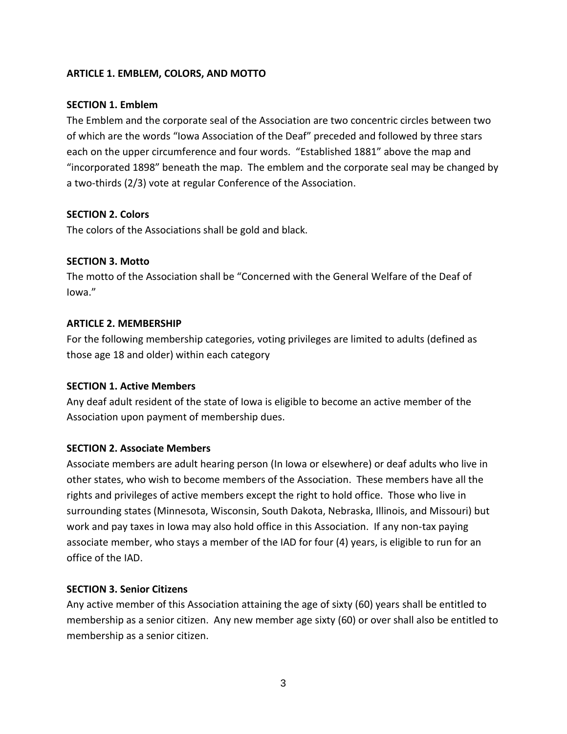**ARTICLE 1. EMBLEM, COLORS, AND MOTTO**

**SECTION 1. Emblem**

The Emblem and the corporate seal of the Association are two concentric circles between two of which are the words "Iowa Association of the Deaf" preceded and followed by three stars each on the upper circumference and four words. "Established 1881" above the map and "incorporated 1898" beneath the map. The emblem and the corporate seal may be changed by a two-thirds (2/3) vote at regular Conference of the Association.

**SECTION 2. Colors**

The colors of the Associations shall be gold and black.

**SECTION 3. Motto**

The motto of the Association shall be "Concerned with the General Welfare of the Deaf of Iowa."

**ARTICLE 2. MEMBERSHIP**

For the following membership categories, voting privileges are limited to adults (defined as those age 18 and older) within each category

**SECTION 1. Active Members**

Any deaf adult resident of the state of Iowa is eligible to become an active member of the Association upon payment of membership dues.

**SECTION 2. Associate Members**

Associate members are adult hearing person (In Iowa or elsewhere) or deaf adults who live in other states, who wish to become members of the Association. These members have all the rights and privileges of active members except the right to hold office. Those who live in surrounding states (Minnesota, Wisconsin, South Dakota, Nebraska, Illinois, and Missouri) but work and pay taxes in Iowa may also hold office in this Association. If any non-tax paying associate member, who stays a member of the IAD for four (4) years, is eligible to run for an office of the IAD.

**SECTION 3. Senior Citizens**

Any active member of this Association attaining the age of sixty (60) years shall be entitled to membership as a senior citizen. Any new member age sixty (60) or over shall also be entitled to membership as a senior citizen.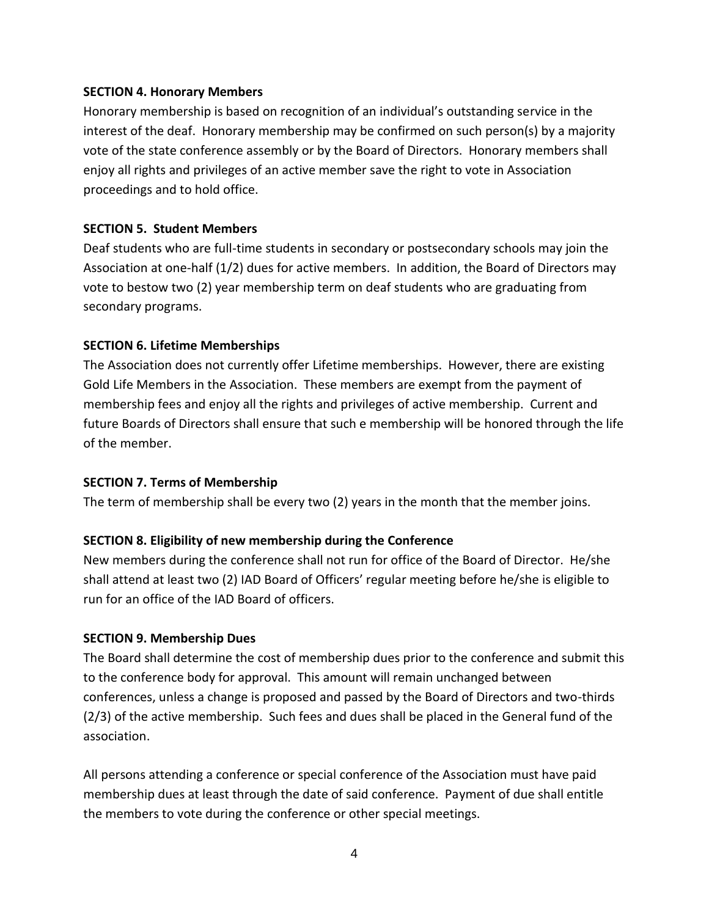**SECTION 4. Honorary Members**

Honorary membership is based on recognition of an individual's outstanding service in the interest of the deaf. Honorary membership may be confirmed on such person(s) by a majority vote of the state conference assembly or by the Board of Directors. Honorary members shall enjoy all rights and privileges of an active member save the right to vote in Association proceedings and to hold office.

**SECTION 5. Student Members**

Deaf students who are full-time students in secondary or postsecondary schools may join the Association at one-half (1/2) dues for active members. In addition, the Board of Directors may vote to bestow two (2) year membership term on deaf students who are graduating from secondary programs.

**SECTION 6. Lifetime Memberships**

The Association does not currently offer Lifetime memberships. However, there are existing Gold Life Members in the Association. These members are exempt from the payment of membership fees and enjoy all the rights and privileges of active membership. Current and future Boards of Directors shall ensure that such e membership will be honored through the life of the member.

**SECTION 7. Terms of Membership**

The term of membership shall be every two (2) years in the month that the member joins.

**SECTION 8. Eligibility of new membership during the Conference**

New members during the conference shall not run for office of the Board of Director. He/she shall attend at least two (2) IAD Board of Officers' regular meeting before he/she is eligible to run for an office of the IAD Board of officers.

**SECTION 9. Membership Dues**

The Board shall determine the cost of membership dues prior to the conference and submit this to the conference body for approval. This amount will remain unchanged between conferences, unless a change is proposed and passed by the Board of Directors and two-thirds (2/3) of the active membership. Such fees and dues shall be placed in the General fund of the association.

All persons attending a conference or special conference of the Association must have paid membership dues at least through the date of said conference. Payment of due shall entitle the members to vote during the conference or other special meetings.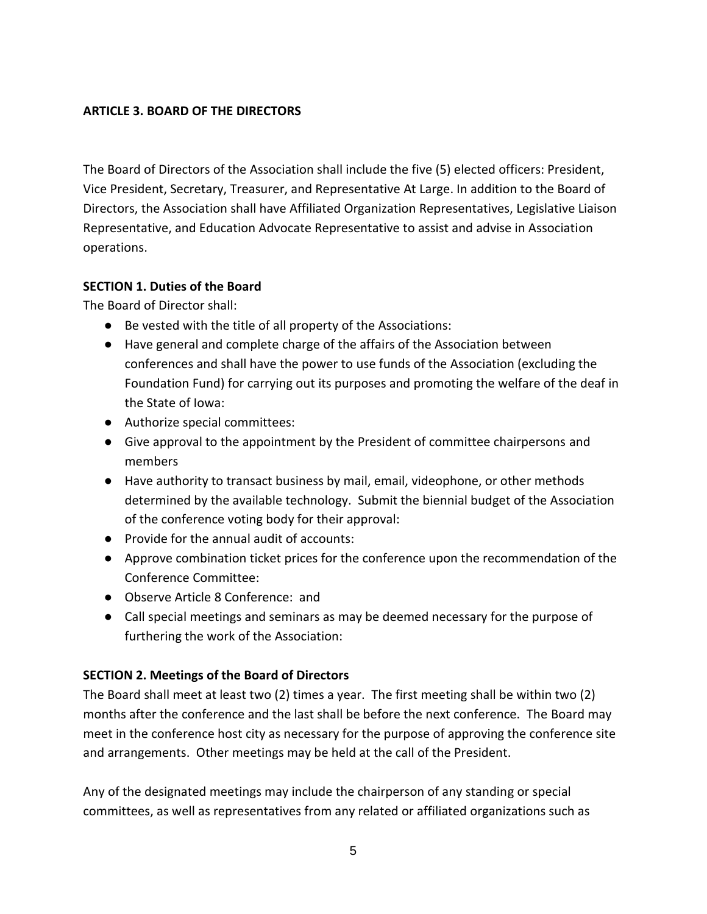**ARTICLE 3. BOARD OF THE DIRECTORS**

The Board of Directors of the Association shall include the five (5) elected officers: President, Vice President, Secretary, Treasurer, and Representative At Large. In addition to the Board of Directors, the Association shall have Affiliated Organization Representatives, Legislative Liaison Representative, and Education Advocate Representative to assist and advise in Association operations.

**SECTION 1. Duties of the Board**

The Board of Director shall:

- Be vested with the title of all property of the Associations:
- Have general and complete charge of the affairs of the Association between conferences and shall have the power to use funds of the Association (excluding the Foundation Fund) for carrying out its purposes and promoting the welfare of the deaf in the State of Iowa:
- Authorize special committees:
- Give approval to the appointment by the President of committee chairpersons and members
- Have authority to transact business by mail, email, videophone, or other methods determined by the available technology. Submit the biennial budget of the Association of the conference voting body for their approval:
- Provide for the annual audit of accounts:
- Approve combination ticket prices for the conference upon the recommendation of the Conference Committee:
- Observe Article 8 Conference: and
- Call special meetings and seminars as may be deemed necessary for the purpose of furthering the work of the Association:

**SECTION 2. Meetings of the Board of Directors**

The Board shall meet at least two (2) times a year. The first meeting shall be within two (2) months after the conference and the last shall be before the next conference. The Board may meet in the conference host city as necessary for the purpose of approving the conference site and arrangements. Other meetings may be held at the call of the President.

Any of the designated meetings may include the chairperson of any standing or special committees, as well as representatives from any related or affiliated organizations such as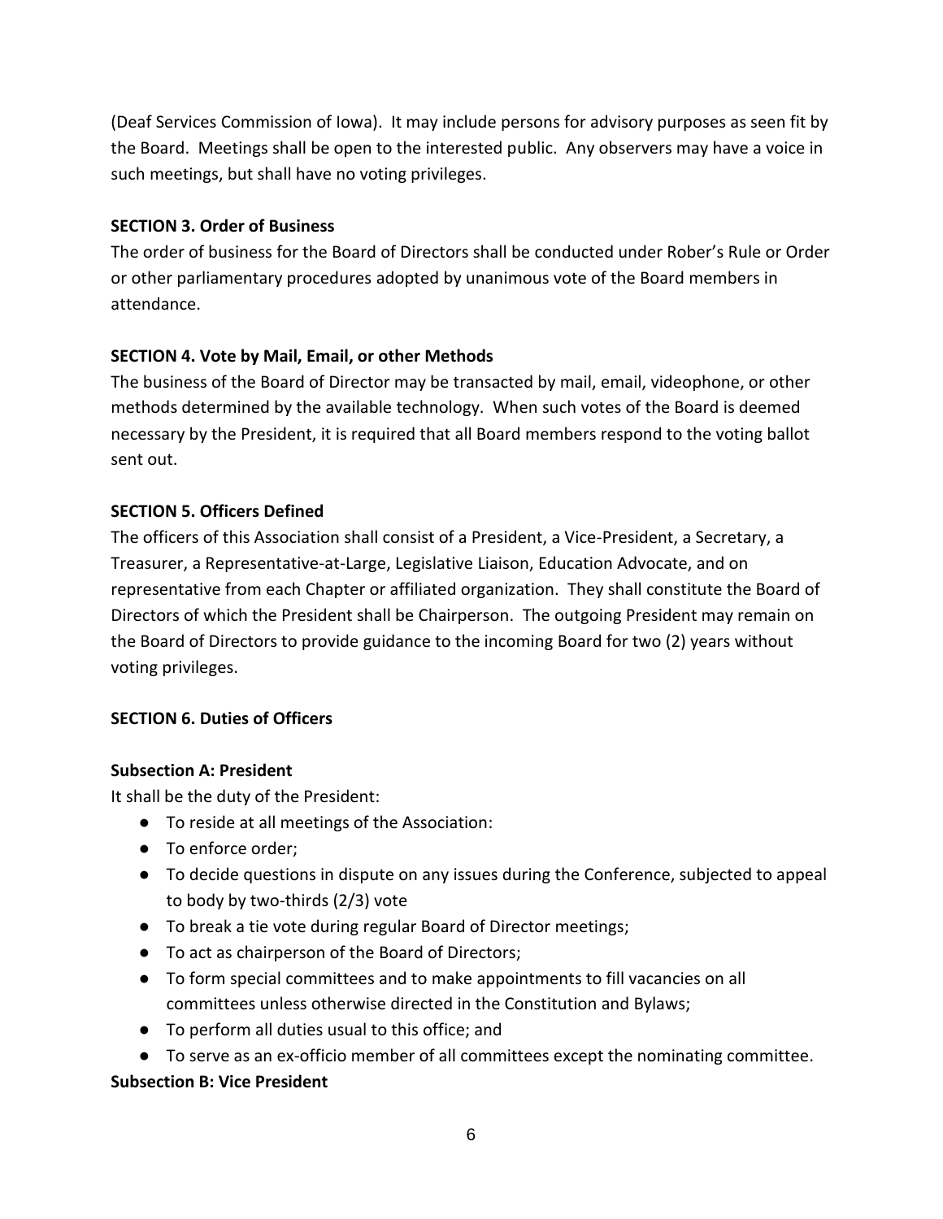(Deaf Services Commission of Iowa). It may include persons for advisory purposes as seen fit by the Board. Meetings shall be open to the interested public. Any observers may have a voice in such meetings, but shall have no voting privileges.

**SECTION 3. Order of Business**

The order of business for the Board of Directors shall be conducted under Rober's Rule or Order or other parliamentary procedures adopted by unanimous vote of the Board members in attendance.

**SECTION 4. Vote by Mail, Email, or other Methods**

The business of the Board of Director may be transacted by mail, email, videophone, or other methods determined by the available technology. When such votes of the Board is deemed necessary by the President, it is required that all Board members respond to the voting ballot sent out.

**SECTION 5. Officers Defined**

The officers of this Association shall consist of a President, a Vice-President, a Secretary, a Treasurer, a Representative-at-Large, Legislative Liaison, Education Advocate, and on representative from each Chapter or affiliated organization. They shall constitute the Board of Directors of which the President shall be Chairperson. The outgoing President may remain on the Board of Directors to provide guidance to the incoming Board for two (2) years without voting privileges.

**SECTION 6. Duties of Officers**

**Subsection A: President**

It shall be the duty of the President:

- To reside at all meetings of the Association:
- To enforce order;
- To decide questions in dispute on any issues during the Conference, subjected to appeal to body by two-thirds (2/3) vote
- To break a tie vote during regular Board of Director meetings;
- To act as chairperson of the Board of Directors;
- To form special committees and to make appointments to fill vacancies on all committees unless otherwise directed in the Constitution and Bylaws;
- To perform all duties usual to this office; and
- To serve as an ex-officio member of all committees except the nominating committee.

**Subsection B: Vice President**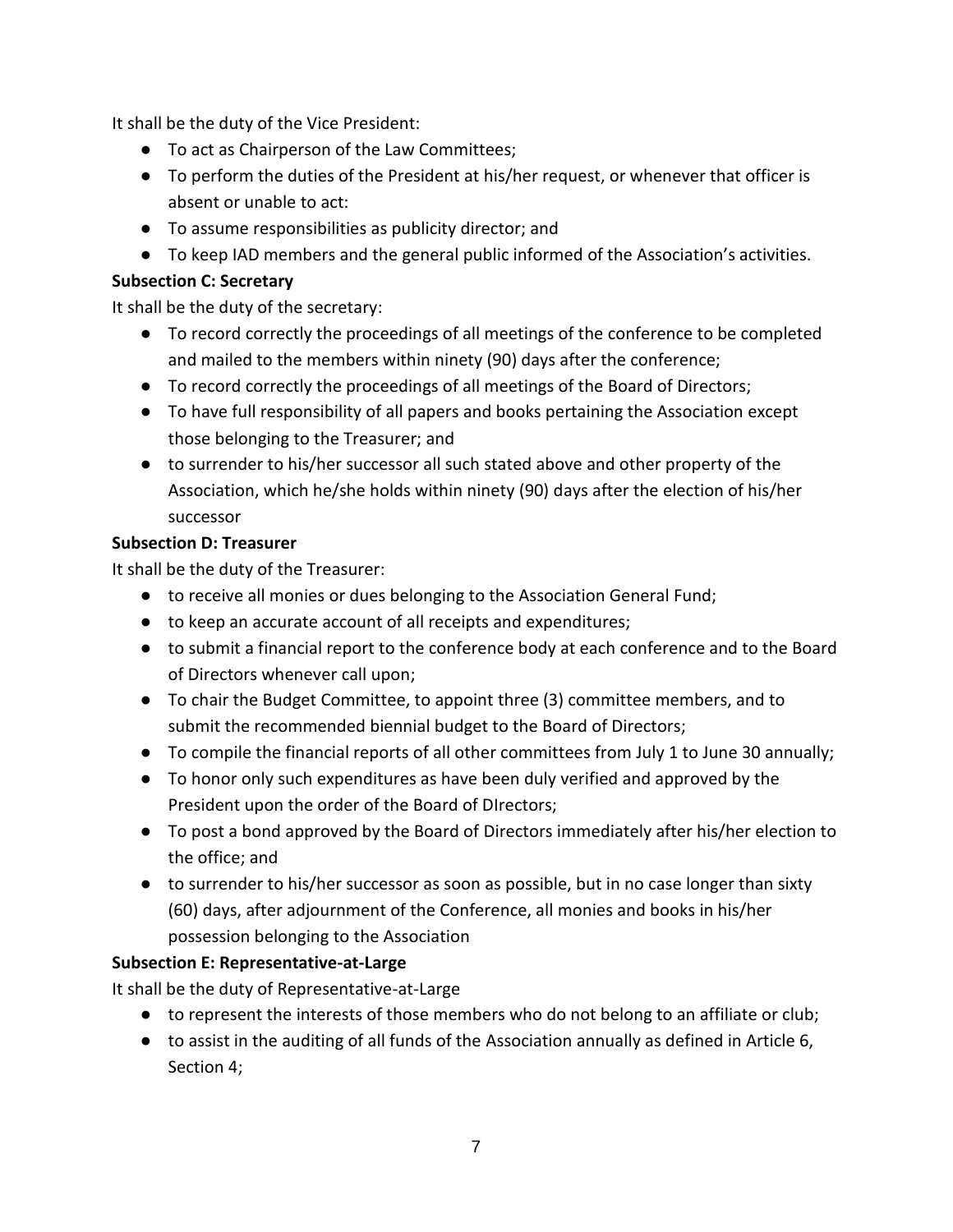It shall be the duty of the Vice President:

- To act as Chairperson of the Law Committees;
- To perform the duties of the President at his/her request, or whenever that officer is absent or unable to act:
- To assume responsibilities as publicity director; and
- To keep IAD members and the general public informed of the Association's activities.

**Subsection C: Secretary**

It shall be the duty of the secretary:

- To record correctly the proceedings of all meetings of the conference to be completed and mailed to the members within ninety (90) days after the conference;
- To record correctly the proceedings of all meetings of the Board of Directors;
- To have full responsibility of all papers and books pertaining the Association except those belonging to the Treasurer; and
- to surrender to his/her successor all such stated above and other property of the Association, which he/she holds within ninety (90) days after the election of his/her successor

**Subsection D: Treasurer**

It shall be the duty of the Treasurer:

- to receive all monies or dues belonging to the Association General Fund;
- to keep an accurate account of all receipts and expenditures;
- to submit a financial report to the conference body at each conference and to the Board of Directors whenever call upon;
- To chair the Budget Committee, to appoint three (3) committee members, and to submit the recommended biennial budget to the Board of Directors;
- To compile the financial reports of all other committees from July 1 to June 30 annually;
- To honor only such expenditures as have been duly verified and approved by the President upon the order of the Board of DIrectors;
- To post a bond approved by the Board of Directors immediately after his/her election to the office; and
- to surrender to his/her successor as soon as possible, but in no case longer than sixty (60) days, after adjournment of the Conference, all monies and books in his/her possession belonging to the Association

**Subsection E: Representative-at-Large**

It shall be the duty of Representative-at-Large

- to represent the interests of those members who do not belong to an affiliate or club;
- to assist in the auditing of all funds of the Association annually as defined in Article 6, Section 4;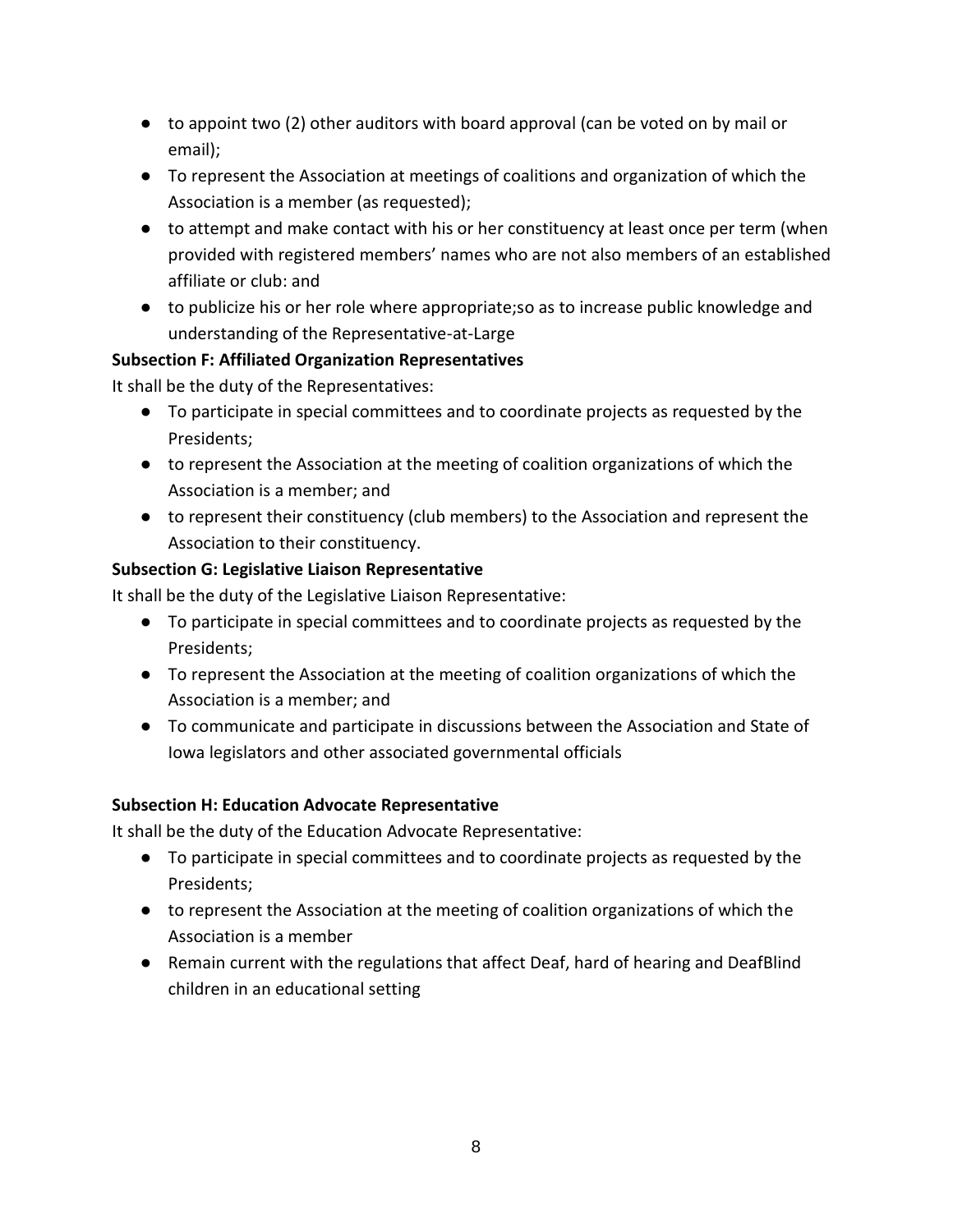- to appoint two (2) other auditors with board approval (can be voted on by mail or email);
- To represent the Association at meetings of coalitions and organization of which the Association is a member (as requested);
- to attempt and make contact with his or her constituency at least once per term (when provided with registered members' names who are not also members of an established affiliate or club: and
- to publicize his or her role where appropriate;so as to increase public knowledge and understanding of the Representative-at-Large

**Subsection F: Affiliated Organization Representatives**

It shall be the duty of the Representatives:

- To participate in special committees and to coordinate projects as requested by the Presidents;
- to represent the Association at the meeting of coalition organizations of which the Association is a member; and
- to represent their constituency (club members) to the Association and represent the Association to their constituency.

**Subsection G: Legislative Liaison Representative**

It shall be the duty of the Legislative Liaison Representative:

- To participate in special committees and to coordinate projects as requested by the Presidents;
- To represent the Association at the meeting of coalition organizations of which the Association is a member; and
- To communicate and participate in discussions between the Association and State of Iowa legislators and other associated governmental officials

**Subsection H: Education Advocate Representative**

It shall be the duty of the Education Advocate Representative:

- To participate in special committees and to coordinate projects as requested by the Presidents;
- to represent the Association at the meeting of coalition organizations of which the Association is a member
- Remain current with the regulations that affect Deaf, hard of hearing and DeafBlind children in an educational setting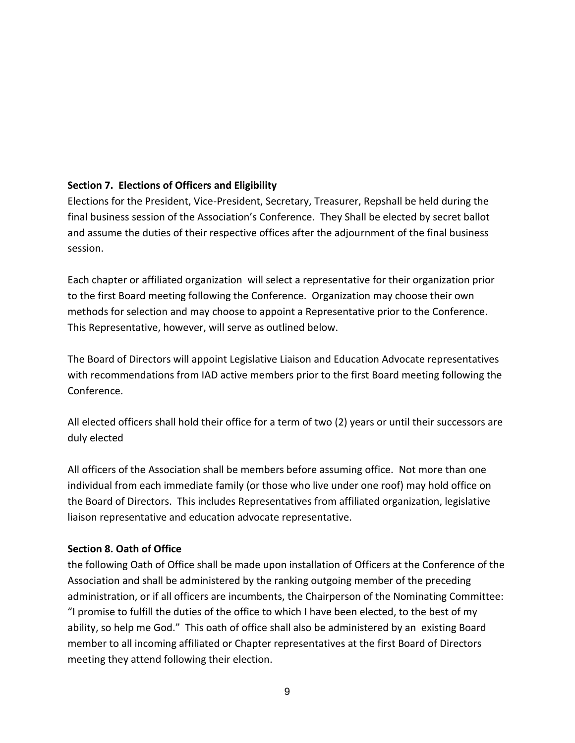**Section 7. Elections of Officers and Eligibility**

Elections for the President, Vice-President, Secretary, Treasurer, Repshall be held during the final business session of the Association's Conference. They Shall be elected by secret ballot and assume the duties of their respective offices after the adjournment of the final business session.

Each chapter or affiliated organization will select a representative for their organization prior to the first Board meeting following the Conference. Organization may choose their own methods for selection and may choose to appoint a Representative prior to the Conference. This Representative, however, will serve as outlined below.

The Board of Directors will appoint Legislative Liaison and Education Advocate representatives with recommendations from IAD active members prior to the first Board meeting following the Conference.

All elected officers shall hold their office for a term of two (2) years or until their successors are duly elected

All officers of the Association shall be members before assuming office. Not more than one individual from each immediate family (or those who live under one roof) may hold office on the Board of Directors. This includes Representatives from affiliated organization, legislative liaison representative and education advocate representative.

**Section 8. Oath of Office**

the following Oath of Office shall be made upon installation of Officers at the Conference of the Association and shall be administered by the ranking outgoing member of the preceding administration, or if all officers are incumbents, the Chairperson of the Nominating Committee: "I promise to fulfill the duties of the office to which I have been elected, to the best of my ability, so help me God." This oath of office shall also be administered by an existing Board member to all incoming affiliated or Chapter representatives at the first Board of Directors meeting they attend following their election.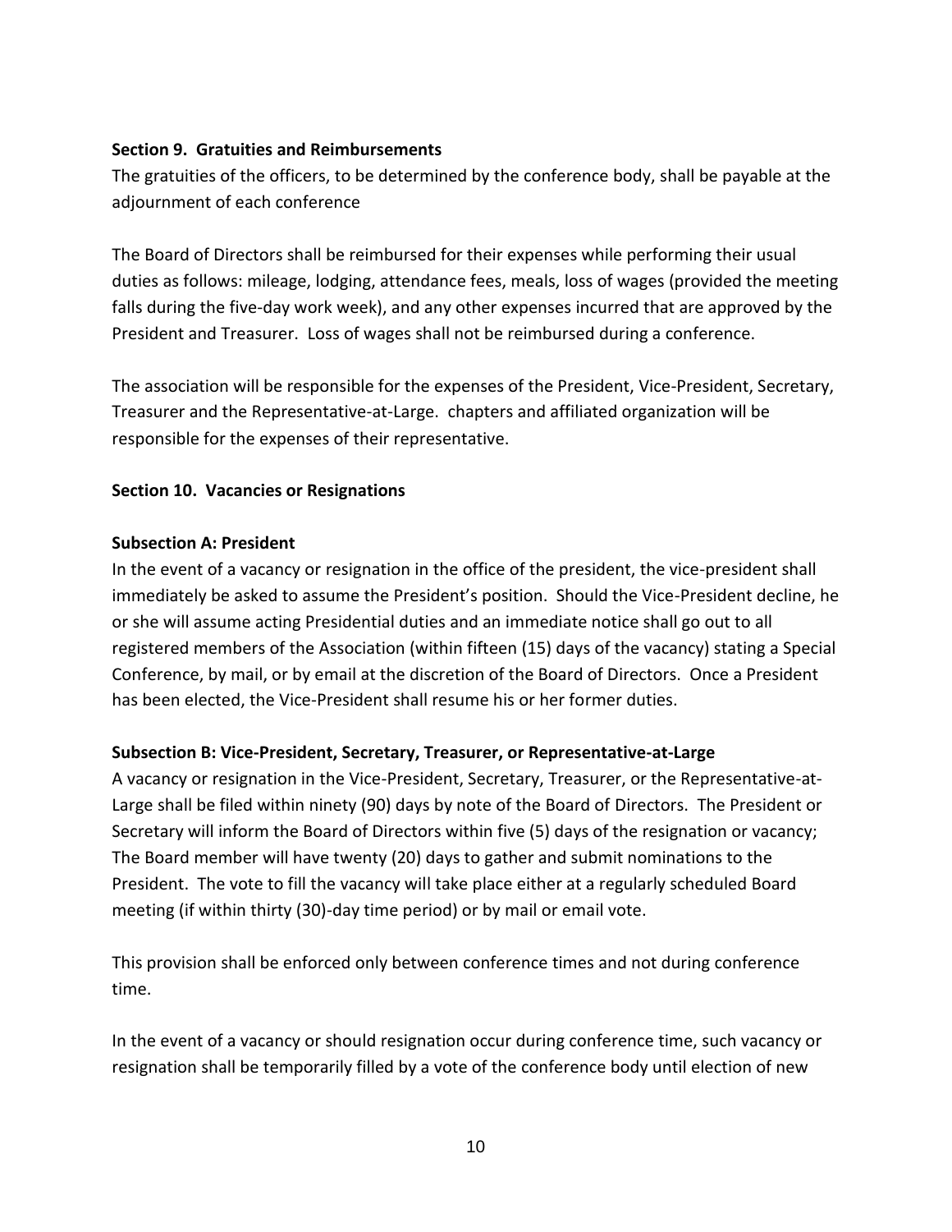**Section 9. Gratuities and Reimbursements**

The gratuities of the officers, to be determined by the conference body, shall be payable at the adjournment of each conference

The Board of Directors shall be reimbursed for their expenses while performing their usual duties as follows: mileage, lodging, attendance fees, meals, loss of wages (provided the meeting falls during the five-day work week), and any other expenses incurred that are approved by the President and Treasurer. Loss of wages shall not be reimbursed during a conference.

The association will be responsible for the expenses of the President, Vice-President, Secretary, Treasurer and the Representative-at-Large. chapters and affiliated organization will be responsible for the expenses of their representative.

**Section 10. Vacancies or Resignations**

**Subsection A: President**

In the event of a vacancy or resignation in the office of the president, the vice-president shall immediately be asked to assume the President's position. Should the Vice-President decline, he or she will assume acting Presidential duties and an immediate notice shall go out to all registered members of the Association (within fifteen (15) days of the vacancy) stating a Special Conference, by mail, or by email at the discretion of the Board of Directors. Once a President has been elected, the Vice-President shall resume his or her former duties.

**Subsection B: Vice-President, Secretary, Treasurer, or Representative-at-Large**

A vacancy or resignation in the Vice-President, Secretary, Treasurer, or the Representative-at-Large shall be filed within ninety (90) days by note of the Board of Directors. The President or Secretary will inform the Board of Directors within five (5) days of the resignation or vacancy; The Board member will have twenty (20) days to gather and submit nominations to the President. The vote to fill the vacancy will take place either at a regularly scheduled Board meeting (if within thirty (30)-day time period) or by mail or email vote.

This provision shall be enforced only between conference times and not during conference time.

In the event of a vacancy or should resignation occur during conference time, such vacancy or resignation shall be temporarily filled by a vote of the conference body until election of new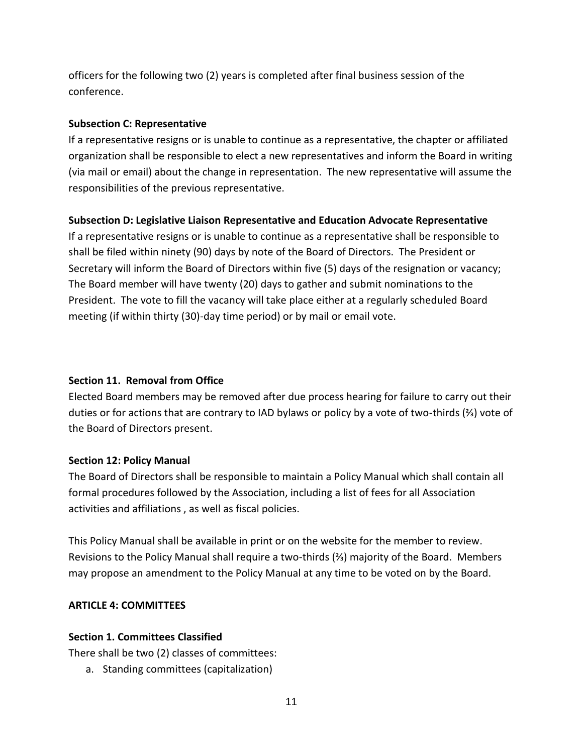officers for the following two (2) years is completed after final business session of the conference.

**Subsection C: Representative**

If a representative resigns or is unable to continue as a representative, the chapter or affiliated organization shall be responsible to elect a new representatives and inform the Board in writing (via mail or email) about the change in representation. The new representative will assume the responsibilities of the previous representative.

**Subsection D: Legislative Liaison Representative and Education Advocate Representative**

If a representative resigns or is unable to continue as a representative shall be responsible to shall be filed within ninety (90) days by note of the Board of Directors. The President or Secretary will inform the Board of Directors within five (5) days of the resignation or vacancy; The Board member will have twenty (20) days to gather and submit nominations to the President. The vote to fill the vacancy will take place either at a regularly scheduled Board meeting (if within thirty (30)-day time period) or by mail or email vote.

**Section 11. Removal from Office**

Elected Board members may be removed after due process hearing for failure to carry out their duties or for actions that are contrary to IAD bylaws or policy by a vote of two-thirds (⅔) vote of the Board of Directors present.

**Section 12: Policy Manual**

The Board of Directors shall be responsible to maintain a Policy Manual which shall contain all formal procedures followed by the Association, including a list of fees for all Association activities and affiliations , as well as fiscal policies.

This Policy Manual shall be available in print or on the website for the member to review. Revisions to the Policy Manual shall require a two-thirds (⅔) majority of the Board. Members may propose an amendment to the Policy Manual at any time to be voted on by the Board.

**ARTICLE 4: COMMITTEES**

**Section 1. Committees Classified**

There shall be two (2) classes of committees:

a. Standing committees (capitalization)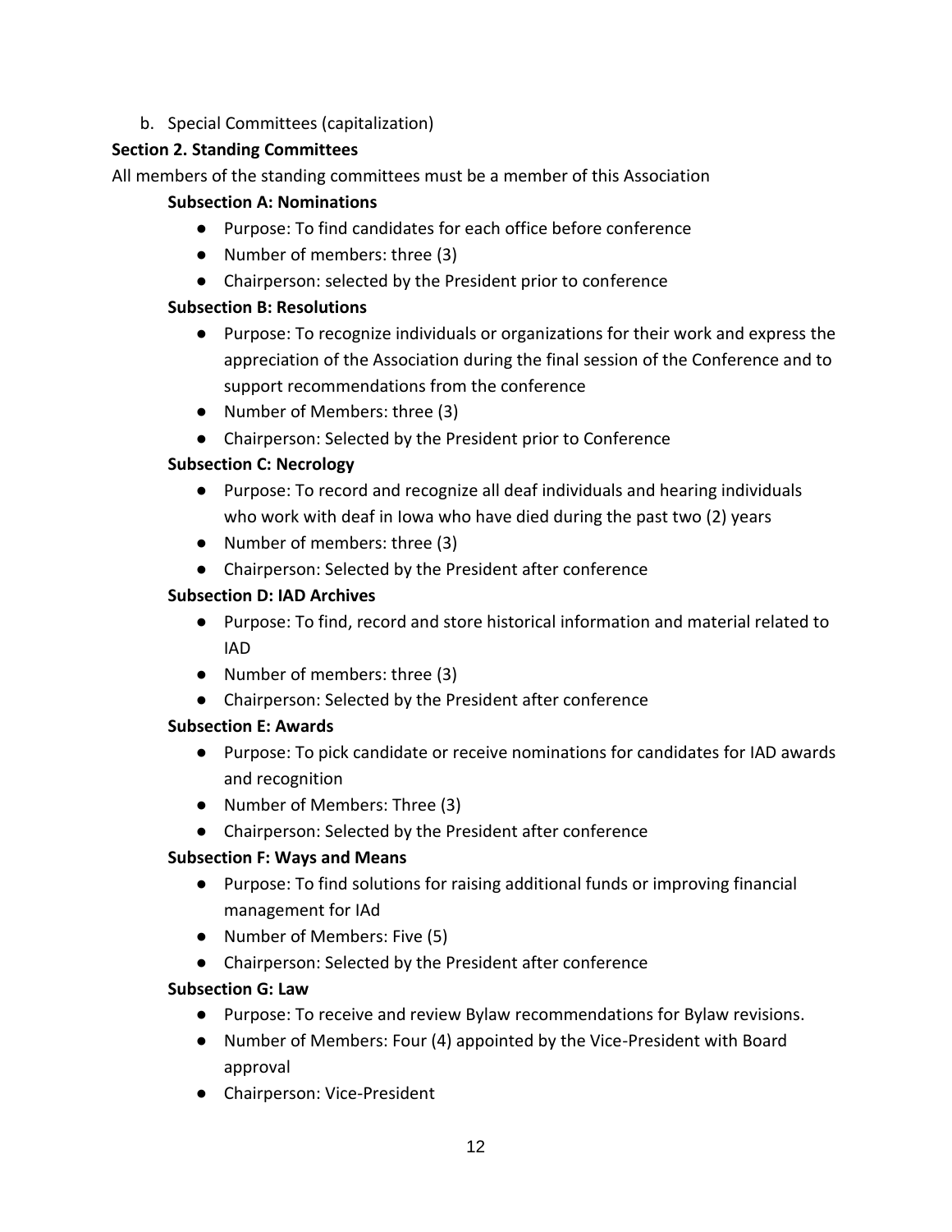b. Special Committees (capitalization)

**Section 2. Standing Committees**

All members of the standing committees must be a member of this Association

**Subsection A: Nominations**

- Purpose: To find candidates for each office before conference
- Number of members: three (3)
- Chairperson: selected by the President prior to conference

**Subsection B: Resolutions**

- Purpose: To recognize individuals or organizations for their work and express the appreciation of the Association during the final session of the Conference and to support recommendations from the conference
- Number of Members: three (3)
- Chairperson: Selected by the President prior to Conference

**Subsection C: Necrology**

- Purpose: To record and recognize all deaf individuals and hearing individuals who work with deaf in Iowa who have died during the past two (2) years
- Number of members: three (3)
- Chairperson: Selected by the President after conference

**Subsection D: IAD Archives**

- Purpose: To find, record and store historical information and material related to IAD
- Number of members: three (3)
- Chairperson: Selected by the President after conference

**Subsection E: Awards**

- Purpose: To pick candidate or receive nominations for candidates for IAD awards and recognition
- Number of Members: Three (3)
- Chairperson: Selected by the President after conference

**Subsection F: Ways and Means**

- Purpose: To find solutions for raising additional funds or improving financial management for IAd
- Number of Members: Five (5)
- Chairperson: Selected by the President after conference

**Subsection G: Law**

- Purpose: To receive and review Bylaw recommendations for Bylaw revisions.
- Number of Members: Four (4) appointed by the Vice-President with Board approval
- Chairperson: Vice-President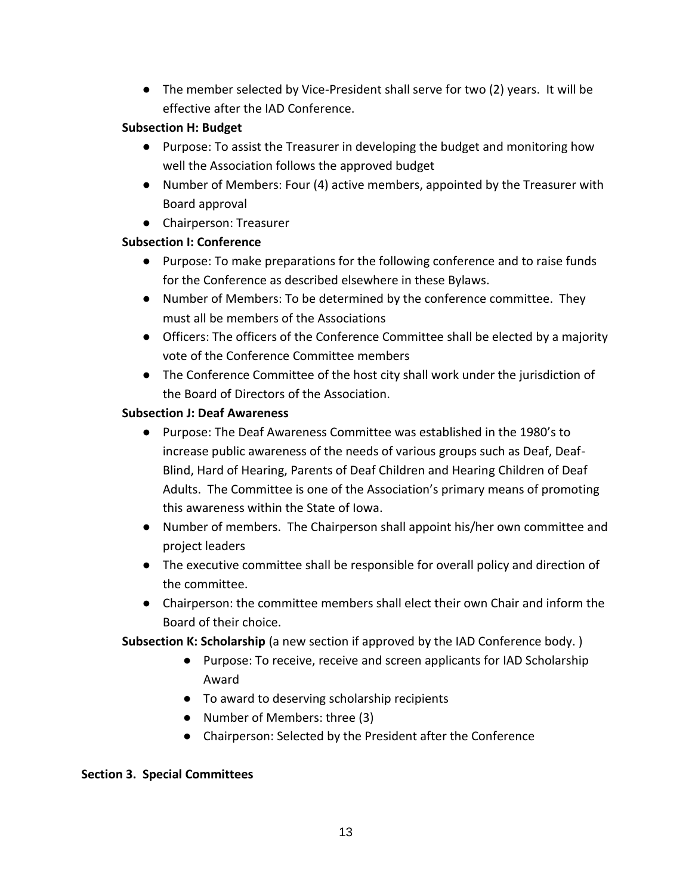- The member selected by Vice-President shall serve for two (2) years. It will be effective after the IAD Conference.

**Subsection H: Budget**

- Purpose: To assist the Treasurer in developing the budget and monitoring how well the Association follows the approved budget
- Number of Members: Four (4) active members, appointed by the Treasurer with Board approval
- Chairperson: Treasurer

**Subsection I: Conference**

- Purpose: To make preparations for the following conference and to raise funds for the Conference as described elsewhere in these Bylaws.
- Number of Members: To be determined by the conference committee. They must all be members of the Associations
- Officers: The officers of the Conference Committee shall be elected by a majority vote of the Conference Committee members
- The Conference Committee of the host city shall work under the jurisdiction of the Board of Directors of the Association.

**Subsection J: Deaf Awareness**

- Purpose: The Deaf Awareness Committee was established in the 1980's to increase public awareness of the needs of various groups such as Deaf, Deaf-Blind, Hard of Hearing, Parents of Deaf Children and Hearing Children of Deaf Adults. The Committee is one of the Association's primary means of promoting this awareness within the State of Iowa.
- Number of members. The Chairperson shall appoint his/her own committee and project leaders
- The executive committee shall be responsible for overall policy and direction of the committee.
- Chairperson: the committee members shall elect their own Chair and inform the Board of their choice.

**Subsection K: Scholarship** (a new section if approved by the IAD Conference body. )

- Purpose: To receive, receive and screen applicants for IAD Scholarship Award
- To award to deserving scholarship recipients
- Number of Members: three (3)
- Chairperson: Selected by the President after the Conference

**Section 3. Special Committees**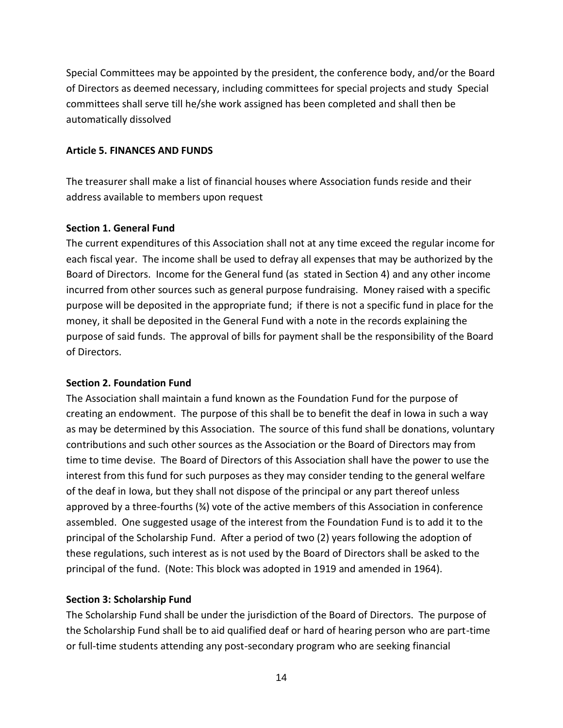Special Committees may be appointed by the president, the conference body, and/or the Board of Directors as deemed necessary, including committees for special projects and study Special committees shall serve till he/she work assigned has been completed and shall then be automatically dissolved

**Article 5. FINANCES AND FUNDS**

The treasurer shall make a list of financial houses where Association funds reside and their address available to members upon request

**Section 1. General Fund**
The current expenditures of this Association shall not at any time exceed the regular income for each fiscal year. The income shall be used to defray all expenses that may be authorized by the Board of Directors. Income for the General fund (as stated in Section 4) and any other income incurred from other sources such as general purpose fundraising. Money raised with a specific purpose will be deposited in the appropriate fund; if there is not a specific fund in place for the money, it shall be deposited in the General Fund with a note in the records explaining the purpose of said funds. The approval of bills for payment shall be the responsibility of the Board of Directors.

**Section 2. Foundation Fund**
The Association shall maintain a fund known as the Foundation Fund for the purpose of creating an endowment. The purpose of this shall be to benefit the deaf in Iowa in such a way as may be determined by this Association. The source of this fund shall be donations, voluntary contributions and such other sources as the Association or the Board of Directors may from time to time devise. The Board of Directors of this Association shall have the power to use the interest from this fund for such purposes as they may consider tending to the general welfare of the deaf in Iowa, but they shall not dispose of the principal or any part thereof unless approved by a three-fourths (¾) vote of the active members of this Association in conference assembled. One suggested usage of the interest from the Foundation Fund is to add it to the principal of the Scholarship Fund. After a period of two (2) years following the adoption of these regulations, such interest as is not used by the Board of Directors shall be asked to the principal of the fund. (Note: This block was adopted in 1919 and amended in 1964).

**Section 3: Scholarship Fund**
The Scholarship Fund shall be under the jurisdiction of the Board of Directors. The purpose of the Scholarship Fund shall be to aid qualified deaf or hard of hearing person who are part-time or full-time students attending any post-secondary program who are seeking financial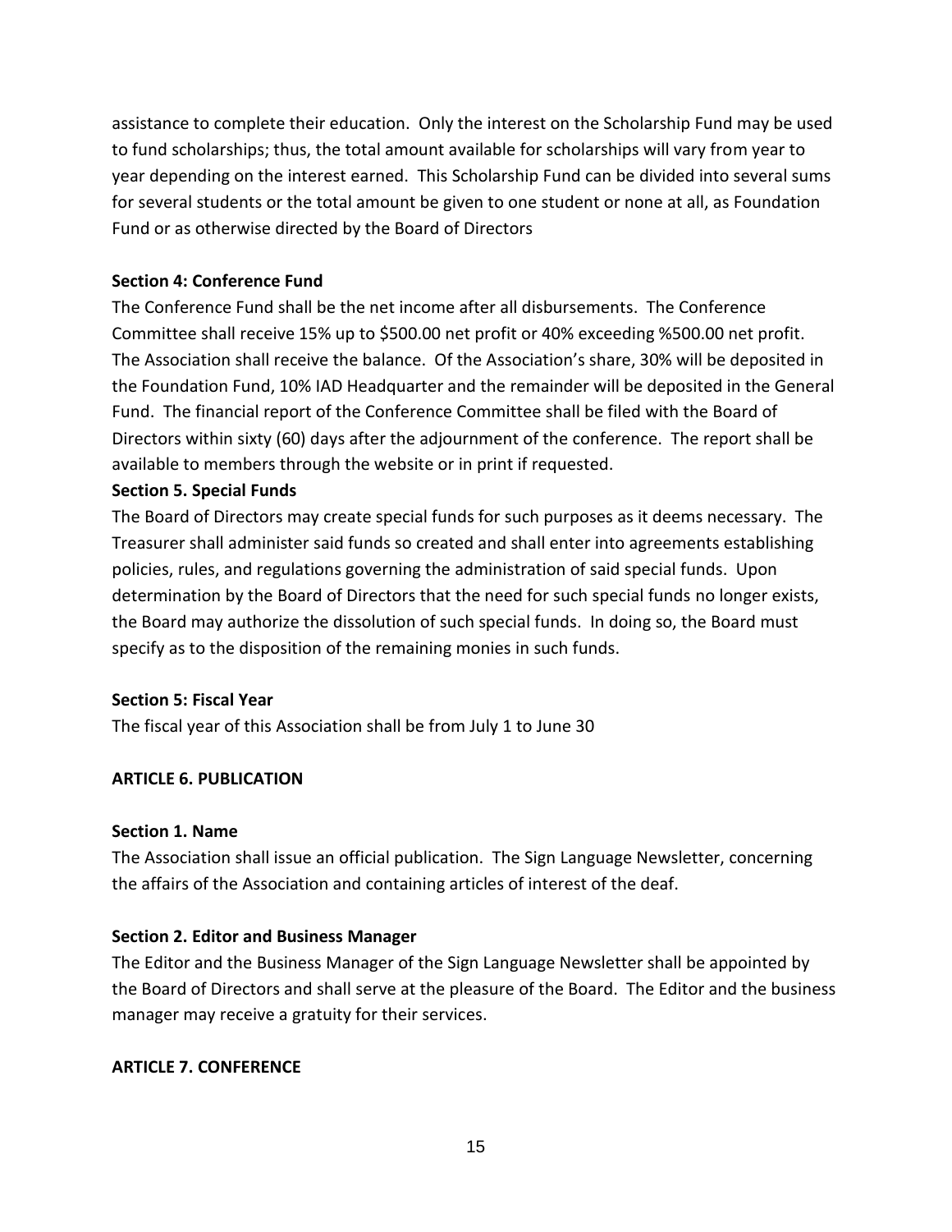assistance to complete their education. Only the interest on the Scholarship Fund may be used to fund scholarships; thus, the total amount available for scholarships will vary from year to year depending on the interest earned. This Scholarship Fund can be divided into several sums for several students or the total amount be given to one student or none at all, as Foundation Fund or as otherwise directed by the Board of Directors

**Section 4: Conference Fund**

The Conference Fund shall be the net income after all disbursements. The Conference Committee shall receive 15% up to $500.00 net profit or 40% exceeding %500.00 net profit. The Association shall receive the balance. Of the Association's share, 30% will be deposited in the Foundation Fund, 10% IAD Headquarter and the remainder will be deposited in the General Fund. The financial report of the Conference Committee shall be filed with the Board of Directors within sixty (60) days after the adjournment of the conference. The report shall be available to members through the website or in print if requested.

**Section 5. Special Funds**

The Board of Directors may create special funds for such purposes as it deems necessary. The Treasurer shall administer said funds so created and shall enter into agreements establishing policies, rules, and regulations governing the administration of said special funds. Upon determination by the Board of Directors that the need for such special funds no longer exists, the Board may authorize the dissolution of such special funds. In doing so, the Board must specify as to the disposition of the remaining monies in such funds.

**Section 5: Fiscal Year**

The fiscal year of this Association shall be from July 1 to June 30

## ARTICLE 6. PUBLICATION

**Section 1. Name**

The Association shall issue an official publication. The Sign Language Newsletter, concerning the affairs of the Association and containing articles of interest of the deaf.

**Section 2. Editor and Business Manager**

The Editor and the Business Manager of the Sign Language Newsletter shall be appointed by the Board of Directors and shall serve at the pleasure of the Board. The Editor and the business manager may receive a gratuity for their services.

## ARTICLE 7. CONFERENCE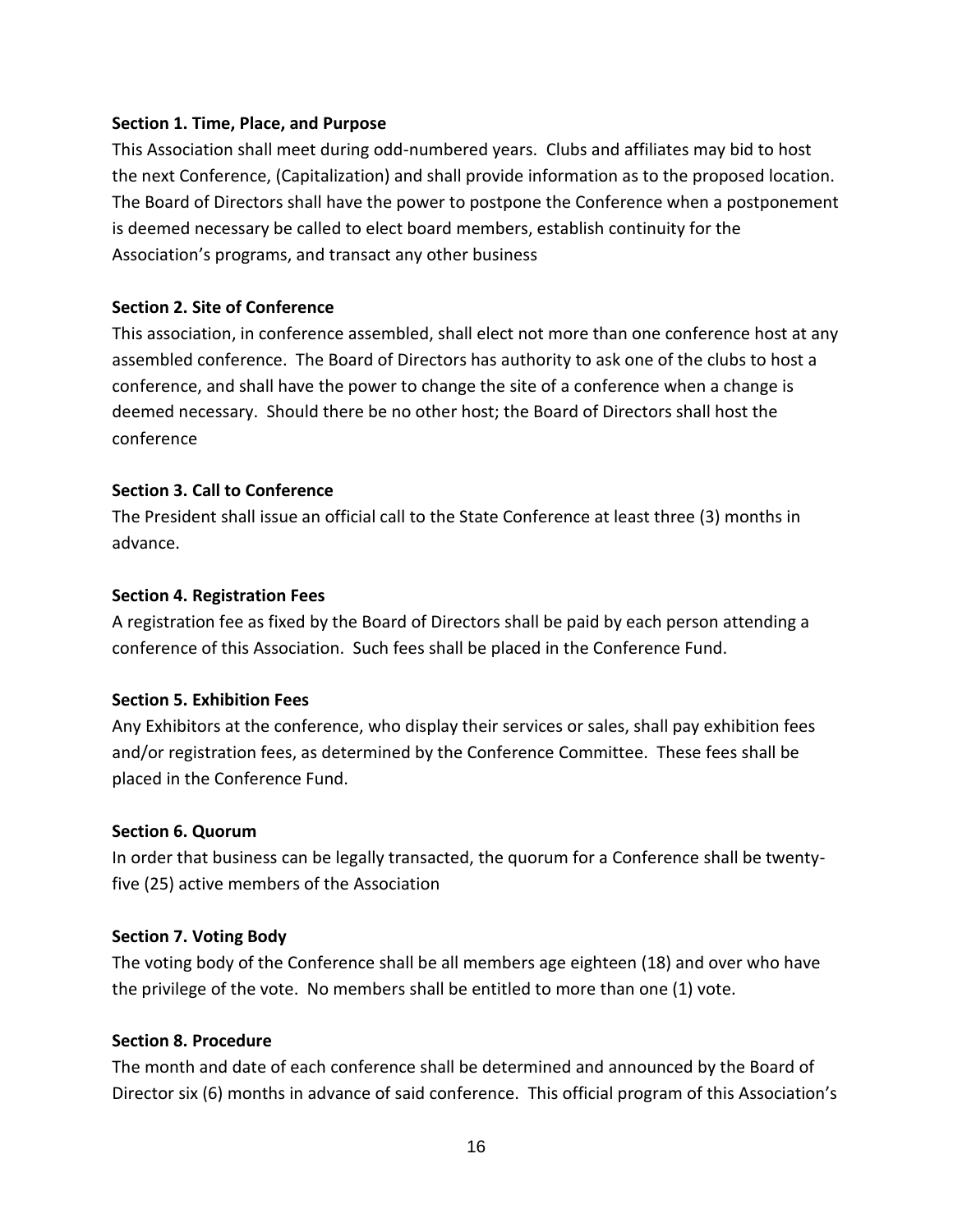**Section 1. Time, Place, and Purpose**

This Association shall meet during odd-numbered years. Clubs and affiliates may bid to host the next Conference, (Capitalization) and shall provide information as to the proposed location. The Board of Directors shall have the power to postpone the Conference when a postponement is deemed necessary be called to elect board members, establish continuity for the Association's programs, and transact any other business

**Section 2. Site of Conference**

This association, in conference assembled, shall elect not more than one conference host at any assembled conference. The Board of Directors has authority to ask one of the clubs to host a conference, and shall have the power to change the site of a conference when a change is deemed necessary. Should there be no other host; the Board of Directors shall host the conference

**Section 3. Call to Conference**

The President shall issue an official call to the State Conference at least three (3) months in advance.

**Section 4. Registration Fees**

A registration fee as fixed by the Board of Directors shall be paid by each person attending a conference of this Association. Such fees shall be placed in the Conference Fund.

**Section 5. Exhibition Fees**

Any Exhibitors at the conference, who display their services or sales, shall pay exhibition fees and/or registration fees, as determined by the Conference Committee. These fees shall be placed in the Conference Fund.

**Section 6. Quorum**

In order that business can be legally transacted, the quorum for a Conference shall be twenty-five (25) active members of the Association

**Section 7. Voting Body**

The voting body of the Conference shall be all members age eighteen (18) and over who have the privilege of the vote. No members shall be entitled to more than one (1) vote.

**Section 8. Procedure**

The month and date of each conference shall be determined and announced by the Board of Director six (6) months in advance of said conference. This official program of this Association's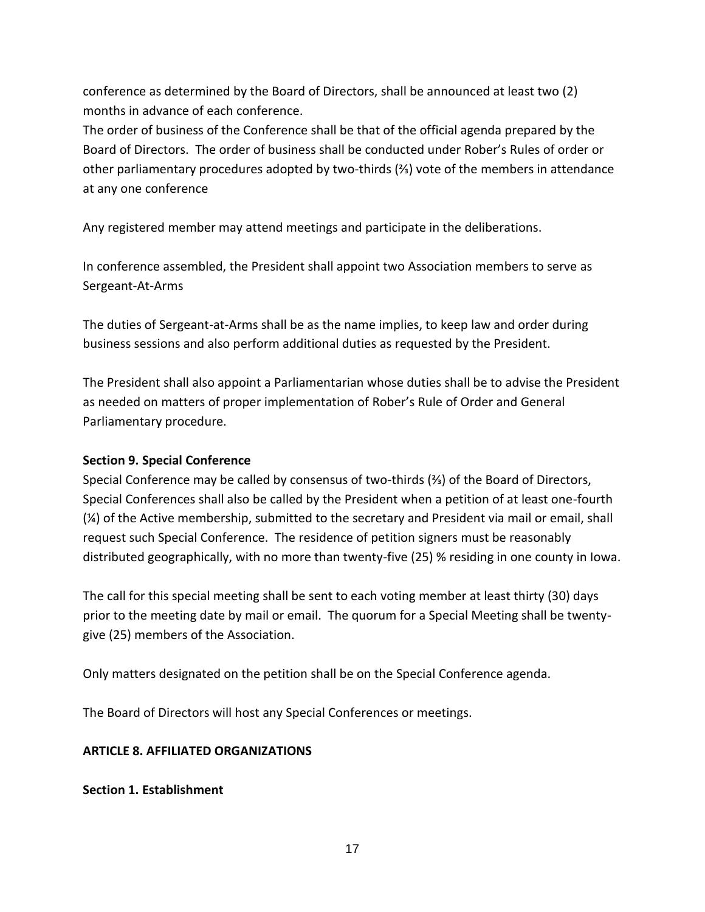conference as determined by the Board of Directors, shall be announced at least two (2) months in advance of each conference.

The order of business of the Conference shall be that of the official agenda prepared by the Board of Directors. The order of business shall be conducted under Rober's Rules of order or other parliamentary procedures adopted by two-thirds (⅔) vote of the members in attendance at any one conference

Any registered member may attend meetings and participate in the deliberations.

In conference assembled, the President shall appoint two Association members to serve as Sergeant-At-Arms

The duties of Sergeant-at-Arms shall be as the name implies, to keep law and order during business sessions and also perform additional duties as requested by the President.

The President shall also appoint a Parliamentarian whose duties shall be to advise the President as needed on matters of proper implementation of Rober's Rule of Order and General Parliamentary procedure.

**Section 9. Special Conference**

Special Conference may be called by consensus of two-thirds (⅔) of the Board of Directors, Special Conferences shall also be called by the President when a petition of at least one-fourth (¼) of the Active membership, submitted to the secretary and President via mail or email, shall request such Special Conference. The residence of petition signers must be reasonably distributed geographically, with no more than twenty-five (25) % residing in one county in Iowa.

The call for this special meeting shall be sent to each voting member at least thirty (30) days prior to the meeting date by mail or email. The quorum for a Special Meeting shall be twenty-give (25) members of the Association.

Only matters designated on the petition shall be on the Special Conference agenda.

The Board of Directors will host any Special Conferences or meetings.

**ARTICLE 8. AFFILIATED ORGANIZATIONS**

**Section 1. Establishment**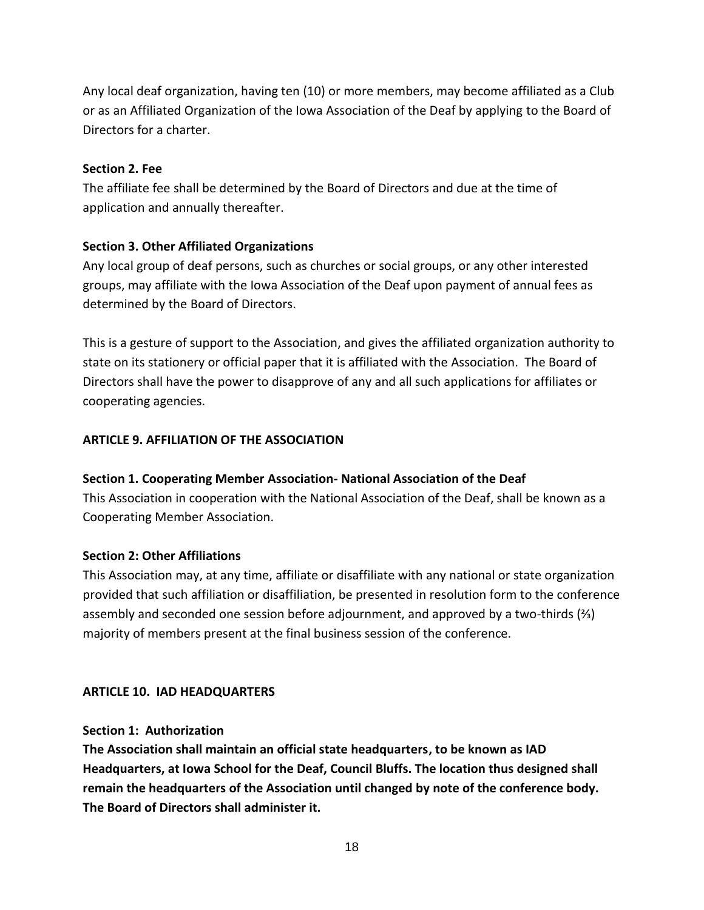Any local deaf organization, having ten (10) or more members, may become affiliated as a Club or as an Affiliated Organization of the Iowa Association of the Deaf by applying to the Board of Directors for a charter.

**Section 2. Fee**
The affiliate fee shall be determined by the Board of Directors and due at the time of application and annually thereafter.

**Section 3. Other Affiliated Organizations**
Any local group of deaf persons, such as churches or social groups, or any other interested groups, may affiliate with the Iowa Association of the Deaf upon payment of annual fees as determined by the Board of Directors.

This is a gesture of support to the Association, and gives the affiliated organization authority to state on its stationery or official paper that it is affiliated with the Association. The Board of Directors shall have the power to disapprove of any and all such applications for affiliates or cooperating agencies.

## ARTICLE 9. AFFILIATION OF THE ASSOCIATION

**Section 1. Cooperating Member Association- National Association of the Deaf**
This Association in cooperation with the National Association of the Deaf, shall be known as a Cooperating Member Association.

**Section 2: Other Affiliations**
This Association may, at any time, affiliate or disaffiliate with any national or state organization provided that such affiliation or disaffiliation, be presented in resolution form to the conference assembly and seconded one session before adjournment, and approved by a two-thirds (⅔) majority of members present at the final business session of the conference.

## ARTICLE 10. IAD HEADQUARTERS

**Section 1: Authorization**
**The Association shall maintain an official state headquarters, to be known as IAD Headquarters, at Iowa School for the Deaf, Council Bluffs. The location thus designed shall remain the headquarters of the Association until changed by note of the conference body. The Board of Directors shall administer it.**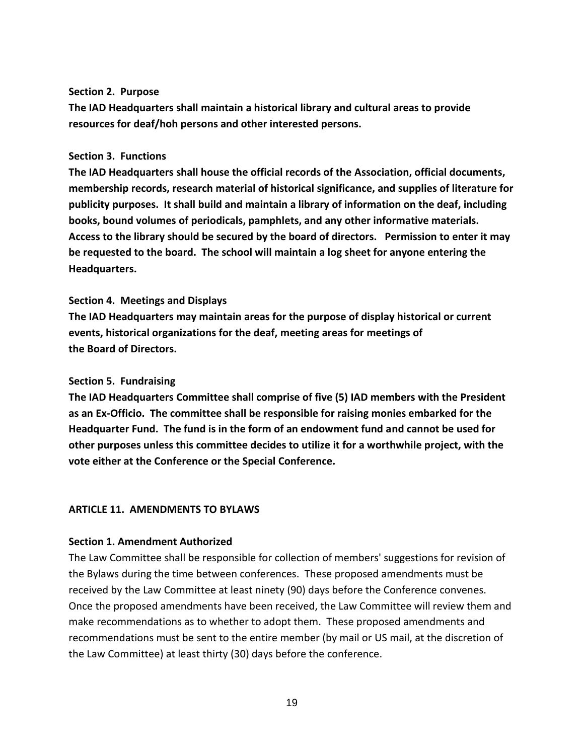**Section 2. Purpose**

**The IAD Headquarters shall maintain a historical library and cultural areas to provide resources for deaf/hoh persons and other interested persons.**

**Section 3. Functions**

**The IAD Headquarters shall house the official records of the Association, official documents, membership records, research material of historical significance, and supplies of literature for publicity purposes. It shall build and maintain a library of information on the deaf, including books, bound volumes of periodicals, pamphlets, and any other informative materials. Access to the library should be secured by the board of directors. Permission to enter it may be requested to the board. The school will maintain a log sheet for anyone entering the Headquarters.**

**Section 4. Meetings and Displays**

**The IAD Headquarters may maintain areas for the purpose of display historical or current events, historical organizations for the deaf, meeting areas for meetings of the Board of Directors.**

**Section 5. Fundraising**

**The IAD Headquarters Committee shall comprise of five (5) IAD members with the President as an Ex-Officio. The committee shall be responsible for raising monies embarked for the Headquarter Fund. The fund is in the form of an endowment fund and cannot be used for other purposes unless this committee decides to utilize it for a worthwhile project, with the vote either at the Conference or the Special Conference.**

## ARTICLE 11. AMENDMENTS TO BYLAWS

**Section 1. Amendment Authorized**

The Law Committee shall be responsible for collection of members' suggestions for revision of the Bylaws during the time between conferences. These proposed amendments must be received by the Law Committee at least ninety (90) days before the Conference convenes. Once the proposed amendments have been received, the Law Committee will review them and make recommendations as to whether to adopt them. These proposed amendments and recommendations must be sent to the entire member (by mail or US mail, at the discretion of the Law Committee) at least thirty (30) days before the conference.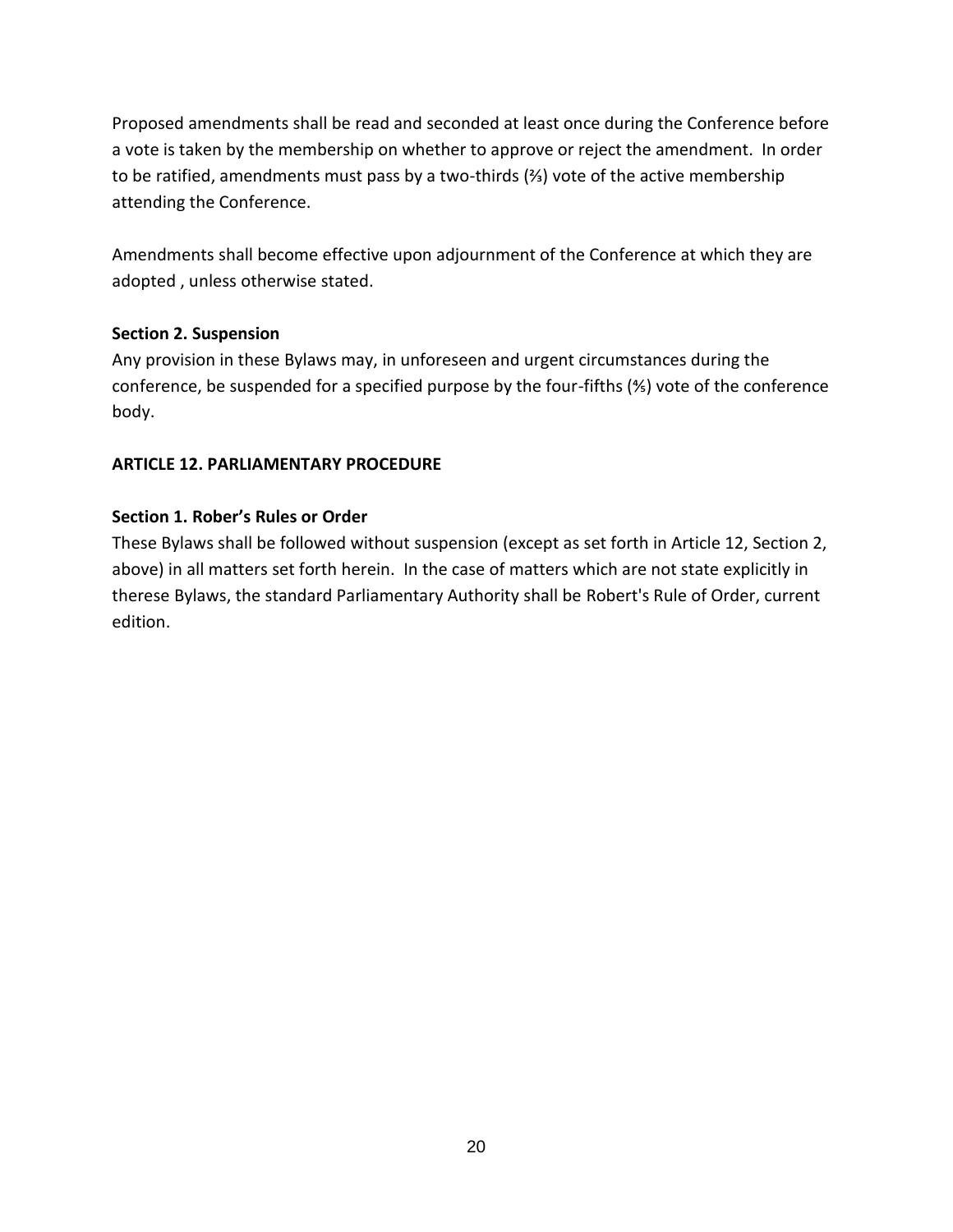Proposed amendments shall be read and seconded at least once during the Conference before a vote is taken by the membership on whether to approve or reject the amendment. In order to be ratified, amendments must pass by a two-thirds (⅔) vote of the active membership attending the Conference.

Amendments shall become effective upon adjournment of the Conference at which they are adopted , unless otherwise stated.

### Section 2. Suspension

Any provision in these Bylaws may, in unforeseen and urgent circumstances during the conference, be suspended for a specified purpose by the four-fifths (⅘) vote of the conference body.

## ARTICLE 12. PARLIAMENTARY PROCEDURE

### Section 1. Rober's Rules or Order

These Bylaws shall be followed without suspension (except as set forth in Article 12, Section 2, above) in all matters set forth herein. In the case of matters which are not state explicitly in therese Bylaws, the standard Parliamentary Authority shall be Robert's Rule of Order, current edition.